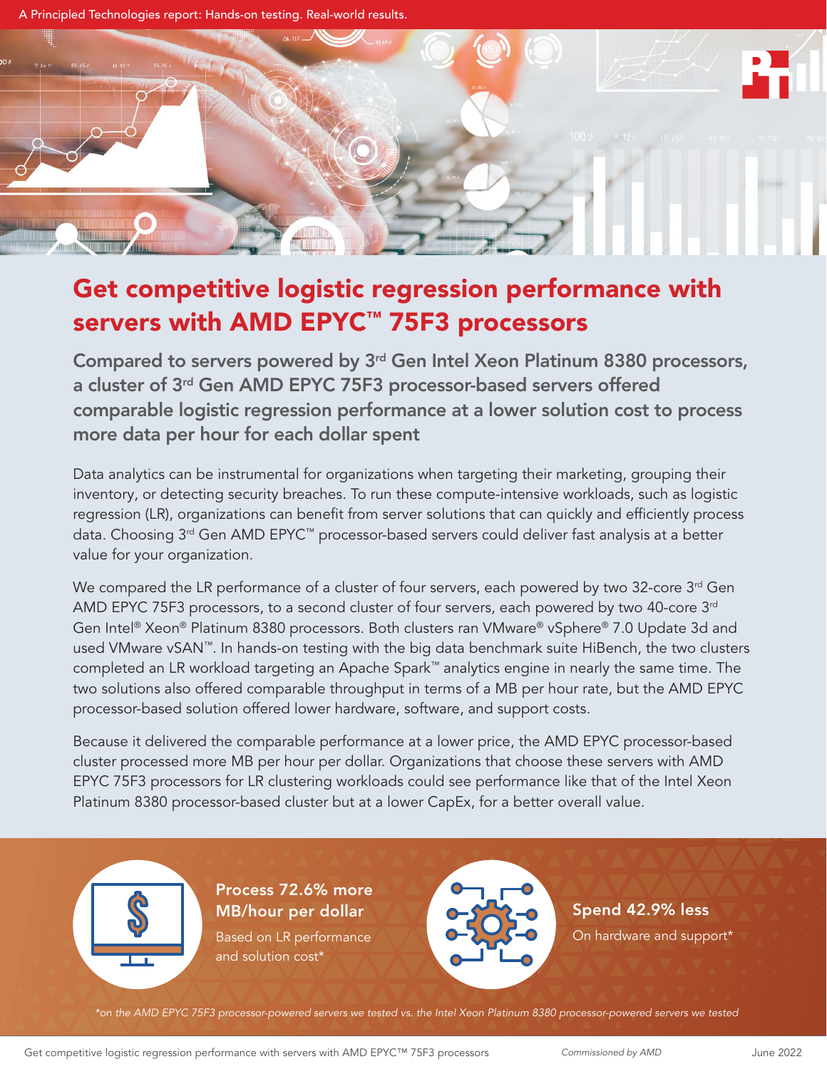A Principled Technologies report: Hands-on testing. Real-world results.

# Get competitive logistic regression performance with servers with AMD EPYC™ 75F3 processors

## Compared to servers powered by 3rd Gen Intel Xeon Platinum 8380 processors, a cluster of 3rd Gen AMD EPYC 75F3 processor-based servers offered comparable logistic regression performance at a lower solution cost to process more data per hour for each dollar spent

Data analytics can be instrumental for organizations when targeting their marketing, grouping their inventory, or detecting security breaches. To run these compute-intensive workloads, such as logistic regression (LR), organizations can benefit from server solutions that can quickly and efficiently process data. Choosing 3rd Gen AMD EPYC™ processor-based servers could deliver fast analysis at a better value for your organization.

We compared the LR performance of a cluster of four servers, each powered by two 32-core 3rd Gen AMD EPYC 75F3 processors, to a second cluster of four servers, each powered by two 40-core 3rd Gen Intel® Xeon® Platinum 8380 processors. Both clusters ran VMware® vSphere® 7.0 Update 3d and used VMware vSAN™. In hands-on testing with the big data benchmark suite HiBench, the two clusters completed an LR workload targeting an Apache Spark™ analytics engine in nearly the same time. The two solutions also offered comparable throughput in terms of a MB per hour rate, but the AMD EPYC processor-based solution offered lower hardware, software, and support costs.

Because it delivered the comparable performance at a lower price, the AMD EPYC processor-based cluster processed more MB per hour per dollar. Organizations that choose these servers with AMD EPYC 75F3 processors for LR clustering workloads could see performance like that of the Intel Xeon Platinum 8380 processor-based cluster but at a lower CapEx, for a better overall value.

**Process 72.6% more MB/hour per dollar**
Based on LR performance and solution cost*

**Spend 42.9% less**
On hardware and support*

*\*on the AMD EPYC 75F3 processor-powered servers we tested vs. the Intel Xeon Platinum 8380 processor-powered servers we tested*

Commissioned by AMD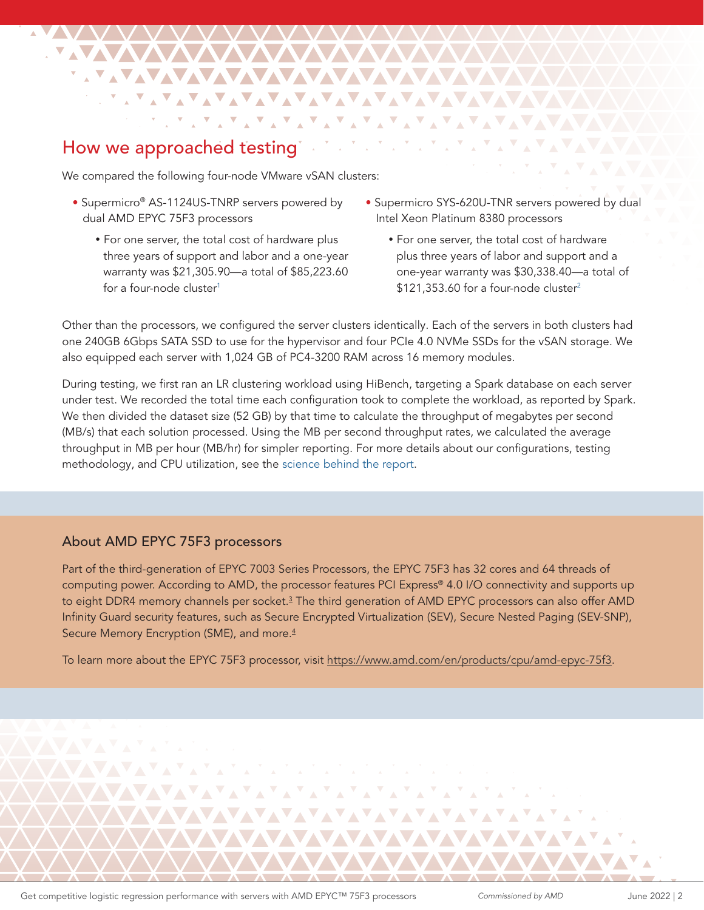## How we approached testing

We compared the following four-node VMware vSAN clusters:

- Supermicro® AS-1124US-TNRP servers powered by dual AMD EPYC 75F3 processors
  - For one server, the total cost of hardware plus three years of support and labor and a one-year warranty was $21,305.90—a total of $85,223.60 for a four-node cluster[1]
- Supermicro SYS-620U-TNR servers powered by dual Intel Xeon Platinum 8380 processors
  - For one server, the total cost of hardware plus three years of labor and support and a one-year warranty was $30,338.40—a total of $121,353.60 for a four-node cluster[2]

Other than the processors, we configured the server clusters identically. Each of the servers in both clusters had one 240GB 6Gbps SATA SSD to use for the hypervisor and four PCIe 4.0 NVMe SSDs for the vSAN storage. We also equipped each server with 1,024 GB of PC4-3200 RAM across 16 memory modules.

During testing, we first ran an LR clustering workload using HiBench, targeting a Spark database on each server under test. We recorded the total time each configuration took to complete the workload, as reported by Spark. We then divided the dataset size (52 GB) by that time to calculate the throughput of megabytes per second (MB/s) that each solution processed. Using the MB per second throughput rates, we calculated the average throughput in MB per hour (MB/hr) for simpler reporting. For more details about our configurations, testing methodology, and CPU utilization, see the science behind the report.

### About AMD EPYC 75F3 processors

Part of the third-generation of EPYC 7003 Series Processors, the EPYC 75F3 has 32 cores and 64 threads of computing power. According to AMD, the processor features PCI Express® 4.0 I/O connectivity and supports up to eight DDR4 memory channels per socket.[3] The third generation of AMD EPYC processors can also offer AMD Infinity Guard security features, such as Secure Encrypted Virtualization (SEV), Secure Nested Paging (SEV-SNP), Secure Memory Encryption (SME), and more.[4]

To learn more about the EPYC 75F3 processor, visit https://www.amd.com/en/products/cpu/amd-epyc-75f3.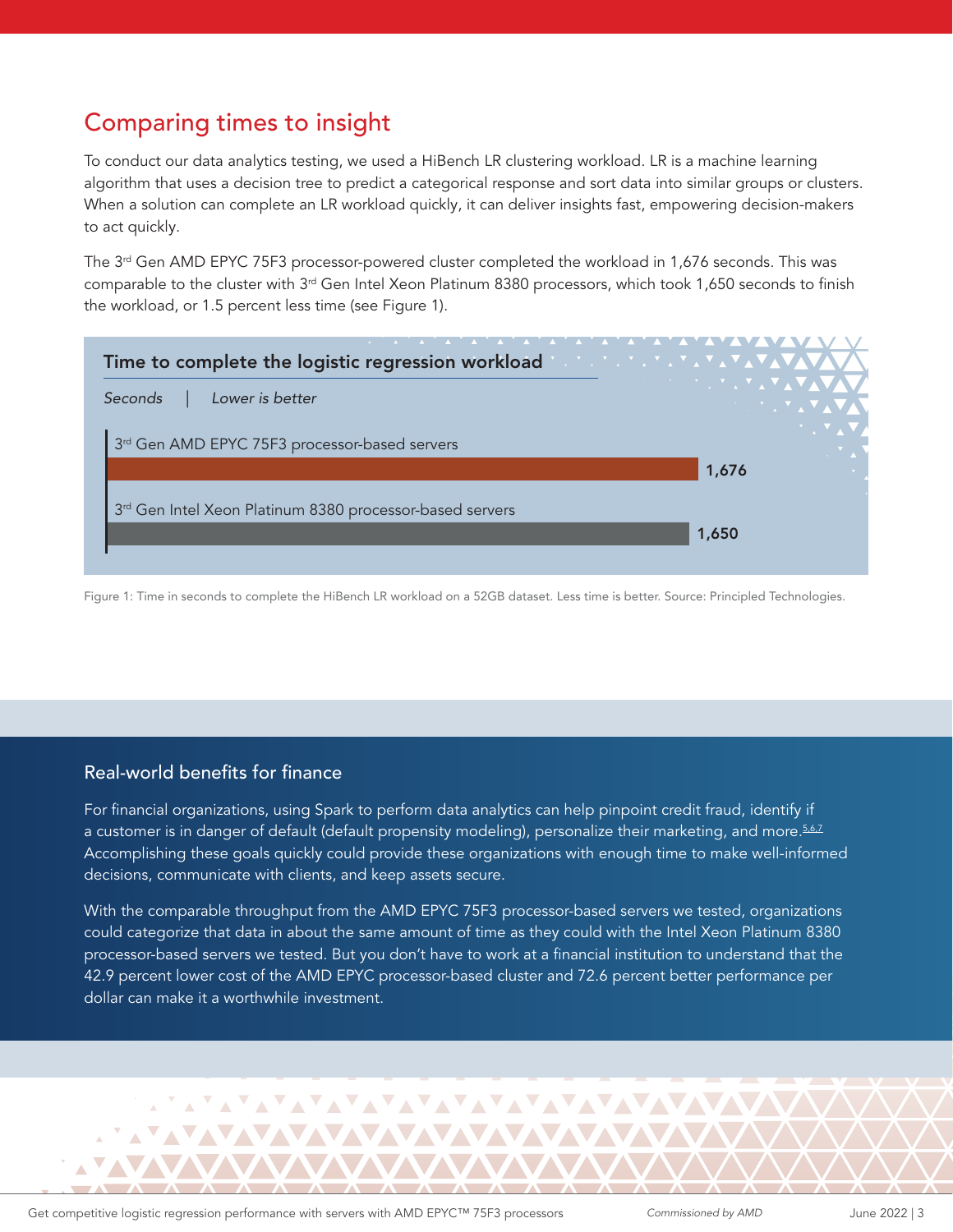## Comparing times to insight

To conduct our data analytics testing, we used a HiBench LR clustering workload. LR is a machine learning algorithm that uses a decision tree to predict a categorical response and sort data into similar groups or clusters. When a solution can complete an LR workload quickly, it can deliver insights fast, empowering decision-makers to act quickly.

The 3rd Gen AMD EPYC 75F3 processor-powered cluster completed the workload in 1,676 seconds. This was comparable to the cluster with 3rd Gen Intel Xeon Platinum 8380 processors, which took 1,650 seconds to finish the workload, or 1.5 percent less time (see Figure 1).

**Time to complete the logistic regression workload**

*Seconds | Lower is better*

| Servers | Seconds |
|---|---|
| 3rd Gen AMD EPYC 75F3 processor-based servers | 1,676 |
| 3rd Gen Intel Xeon Platinum 8380 processor-based servers | 1,650 |

Figure 1: Time in seconds to complete the HiBench LR workload on a 52GB dataset. Less time is better. Source: Principled Technologies.

### Real-world benefits for finance

For financial organizations, using Spark to perform data analytics can help pinpoint credit fraud, identify if a customer is in danger of default (default propensity modeling), personalize their marketing, and more.[5,6,7] Accomplishing these goals quickly could provide these organizations with enough time to make well-informed decisions, communicate with clients, and keep assets secure.

With the comparable throughput from the AMD EPYC 75F3 processor-based servers we tested, organizations could categorize that data in about the same amount of time as they could with the Intel Xeon Platinum 8380 processor-based servers we tested. But you don't have to work at a financial institution to understand that the 42.9 percent lower cost of the AMD EPYC processor-based cluster and 72.6 percent better performance per dollar can make it a worthwhile investment.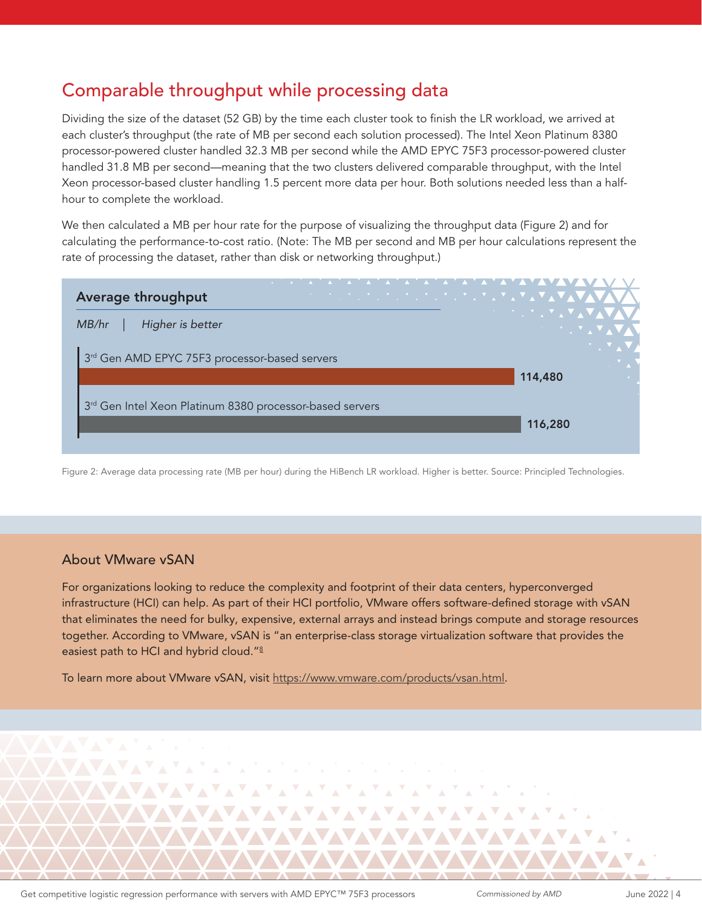## Comparable throughput while processing data

Dividing the size of the dataset (52 GB) by the time each cluster took to finish the LR workload, we arrived at each cluster's throughput (the rate of MB per second each solution processed). The Intel Xeon Platinum 8380 processor-powered cluster handled 32.3 MB per second while the AMD EPYC 75F3 processor-powered cluster handled 31.8 MB per second—meaning that the two clusters delivered comparable throughput, with the Intel Xeon processor-based cluster handling 1.5 percent more data per hour. Both solutions needed less than a half-hour to complete the workload.

We then calculated a MB per hour rate for the purpose of visualizing the throughput data (Figure 2) and for calculating the performance-to-cost ratio. (Note: The MB per second and MB per hour calculations represent the rate of processing the dataset, rather than disk or networking throughput.)

**Average throughput**

*MB/hr | Higher is better*

| Servers | MB/hr |
|---|---|
| 3rd Gen AMD EPYC 75F3 processor-based servers | 114,480 |
| 3rd Gen Intel Xeon Platinum 8380 processor-based servers | 116,280 |

Figure 2: Average data processing rate (MB per hour) during the HiBench LR workload. Higher is better. Source: Principled Technologies.

### About VMware vSAN

For organizations looking to reduce the complexity and footprint of their data centers, hyperconverged infrastructure (HCI) can help. As part of their HCI portfolio, VMware offers software-defined storage with vSAN that eliminates the need for bulky, expensive, external arrays and instead brings compute and storage resources together. According to VMware, vSAN is "an enterprise-class storage virtualization software that provides the easiest path to HCI and hybrid cloud."[8]

To learn more about VMware vSAN, visit https://www.vmware.com/products/vsan.html.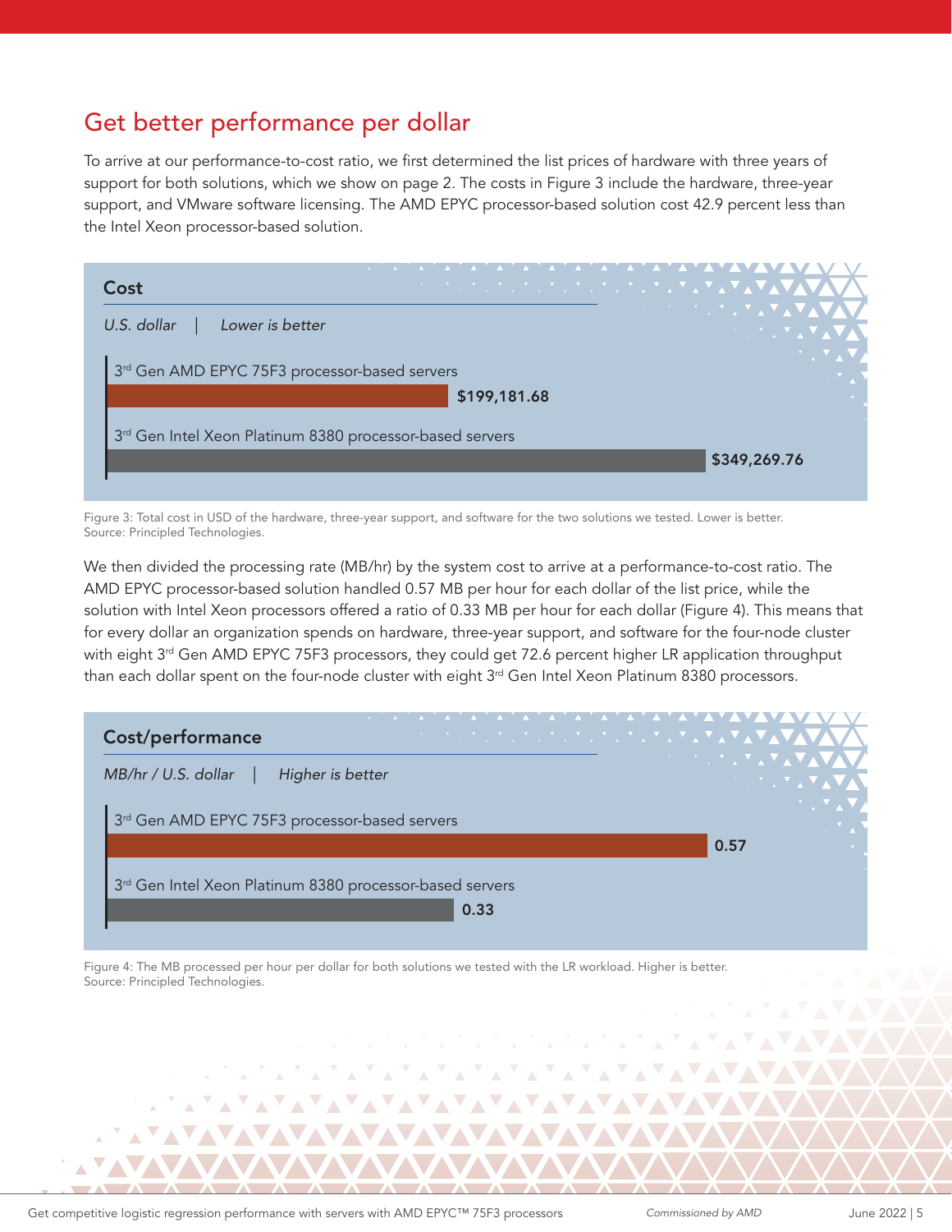## Get better performance per dollar

To arrive at our performance-to-cost ratio, we first determined the list prices of hardware with three years of support for both solutions, which we show on page 2. The costs in Figure 3 include the hardware, three-year support, and VMware software licensing. The AMD EPYC processor-based solution cost 42.9 percent less than the Intel Xeon processor-based solution.

**Cost**

*U.S. dollar | Lower is better*

| Solution | Cost |
| --- | --- |
| 3rd Gen AMD EPYC 75F3 processor-based servers | $199,181.68 |
| 3rd Gen Intel Xeon Platinum 8380 processor-based servers | $349,269.76 |

Figure 3: Total cost in USD of the hardware, three-year support, and software for the two solutions we tested. Lower is better. Source: Principled Technologies.

We then divided the processing rate (MB/hr) by the system cost to arrive at a performance-to-cost ratio. The AMD EPYC processor-based solution handled 0.57 MB per hour for each dollar of the list price, while the solution with Intel Xeon processors offered a ratio of 0.33 MB per hour for each dollar (Figure 4). This means that for every dollar an organization spends on hardware, three-year support, and software for the four-node cluster with eight 3rd Gen AMD EPYC 75F3 processors, they could get 72.6 percent higher LR application throughput than each dollar spent on the four-node cluster with eight 3rd Gen Intel Xeon Platinum 8380 processors.

**Cost/performance**

*MB/hr / U.S. dollar | Higher is better*

| Solution | MB/hr / U.S. dollar |
| --- | --- |
| 3rd Gen AMD EPYC 75F3 processor-based servers | 0.57 |
| 3rd Gen Intel Xeon Platinum 8380 processor-based servers | 0.33 |

Figure 4: The MB processed per hour per dollar for both solutions we tested with the LR workload. Higher is better. Source: Principled Technologies.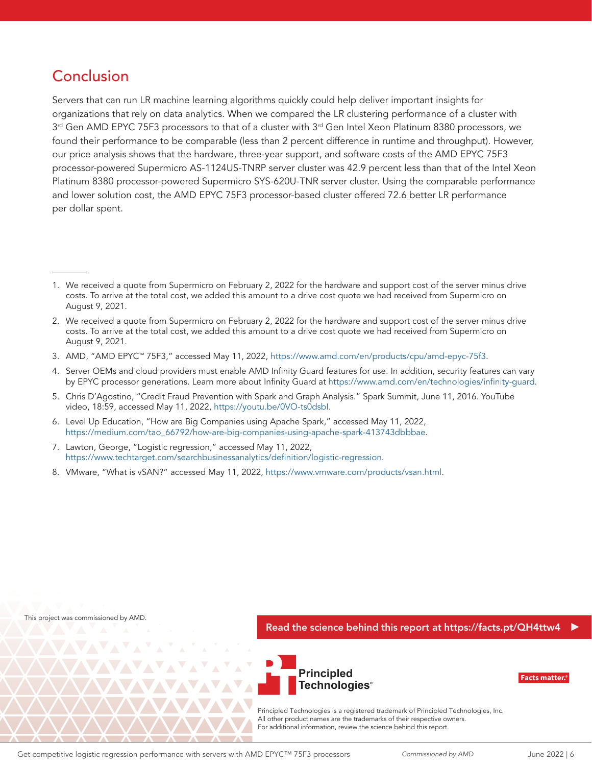## Conclusion

Servers that can run LR machine learning algorithms quickly could help deliver important insights for organizations that rely on data analytics. When we compared the LR clustering performance of a cluster with 3rd Gen AMD EPYC 75F3 processors to that of a cluster with 3rd Gen Intel Xeon Platinum 8380 processors, we found their performance to be comparable (less than 2 percent difference in runtime and throughput). However, our price analysis shows that the hardware, three-year support, and software costs of the AMD EPYC 75F3 processor-powered Supermicro AS-1124US-TNRP server cluster was 42.9 percent less than that of the Intel Xeon Platinum 8380 processor-powered Supermicro SYS-620U-TNR server cluster. Using the comparable performance and lower solution cost, the AMD EPYC 75F3 processor-based cluster offered 72.6 better LR performance per dollar spent.

---

1. We received a quote from Supermicro on February 2, 2022 for the hardware and support cost of the server minus drive costs. To arrive at the total cost, we added this amount to a drive cost quote we had received from Supermicro on August 9, 2021.
2. We received a quote from Supermicro on February 2, 2022 for the hardware and support cost of the server minus drive costs. To arrive at the total cost, we added this amount to a drive cost quote we had received from Supermicro on August 9, 2021.
3. AMD, "AMD EPYC™ 75F3," accessed May 11, 2022, https://www.amd.com/en/products/cpu/amd-epyc-75f3.
4. Server OEMs and cloud providers must enable AMD Infinity Guard features for use. In addition, security features can vary by EPYC processor generations. Learn more about Infinity Guard at https://www.amd.com/en/technologies/infinity-guard.
5. Chris D'Agostino, "Credit Fraud Prevention with Spark and Graph Analysis." Spark Summit, June 11, 2016. YouTube video, 18:59, accessed May 11, 2022, https://youtu.be/0VO-ts0dsbI.
6. Level Up Education, "How are Big Companies using Apache Spark," accessed May 11, 2022, https://medium.com/tao_66792/how-are-big-companies-using-apache-spark-413743dbbbae.
7. Lawton, George, "Logistic regression," accessed May 11, 2022, https://www.techtarget.com/searchbusinessanalytics/definition/logistic-regression.
8. VMware, "What is vSAN?" accessed May 11, 2022, https://www.vmware.com/products/vsan.html.

This project was commissioned by AMD.

**Read the science behind this report at https://facts.pt/QH4ttw4 ►**

Principled Technologies®

Facts matter.®

Principled Technologies is a registered trademark of Principled Technologies, Inc.
All other product names are the trademarks of their respective owners.
For additional information, review the science behind this report.